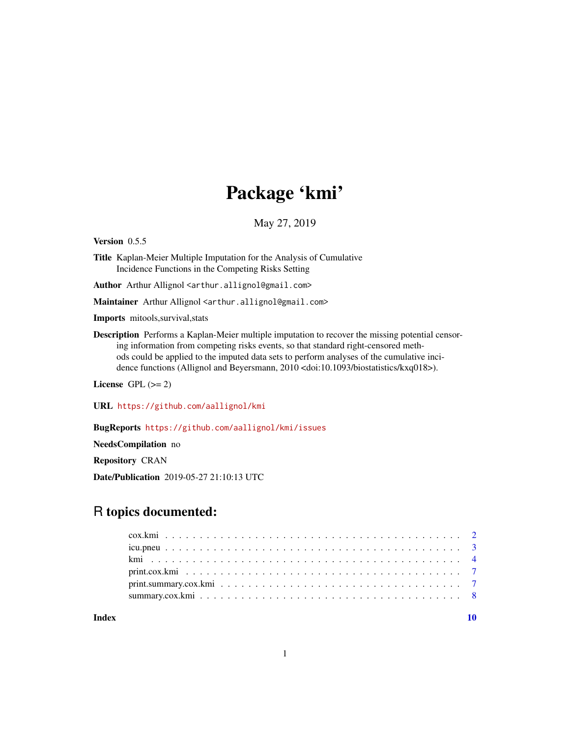# Package 'kmi'

May 27, 2019

**Version** 0.5.5

**Title** Kaplan-Meier Multiple Imputation for the Analysis of Cumulative Incidence Functions in the Competing Risks Setting

**Author** Arthur Allignol <arthur.allignol@gmail.com>

**Maintainer** Arthur Allignol <arthur.allignol@gmail.com>

**Imports** mitools,survival,stats

**Description** Performs a Kaplan-Meier multiple imputation to recover the missing potential censoring information from competing risks events, so that standard right-censored methods could be applied to the imputed data sets to perform analyses of the cumulative incidence functions (Allignol and Beyersmann, 2010 <doi:10.1093/biostatistics/kxq018>).

**License** GPL (>= 2)

**URL** https://github.com/aallignol/kmi

**BugReports** https://github.com/aallignol/kmi/issues

**NeedsCompilation** no

**Repository** CRAN

**Date/Publication** 2019-05-27 21:10:13 UTC

## R topics documented:

cox.kmi . . . . . . . . . . . . . . . . . . . . . . . . . . . . . . . . . . . . . . . . . 2
icu.pneu . . . . . . . . . . . . . . . . . . . . . . . . . . . . . . . . . . . . . . . . . 3
kmi . . . . . . . . . . . . . . . . . . . . . . . . . . . . . . . . . . . . . . . . . . . 4
print.cox.kmi . . . . . . . . . . . . . . . . . . . . . . . . . . . . . . . . . . . . . . 7
print.summary.cox.kmi . . . . . . . . . . . . . . . . . . . . . . . . . . . . . . . . . 7
summary.cox.kmi . . . . . . . . . . . . . . . . . . . . . . . . . . . . . . . . . . . . 8

**Index** **10**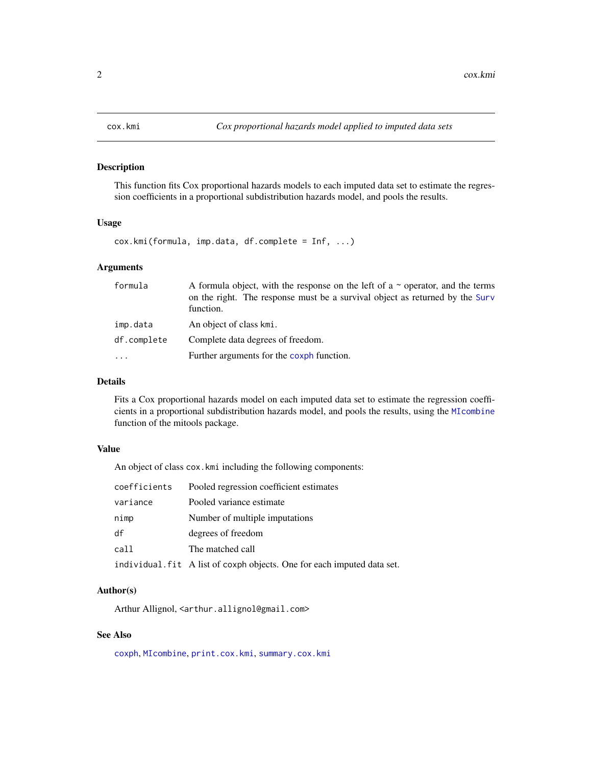cox.kmi — *Cox proportional hazards model applied to imputed data sets*

### Description

This function fits Cox proportional hazards models to each imputed data set to estimate the regression coefficients in a proportional subdistribution hazards model, and pools the results.

### Usage

```
cox.kmi(formula, imp.data, df.complete = Inf, ...)
```

### Arguments

| | |
|---|---|
| `formula` | A formula object, with the response on the left of a ~ operator, and the terms on the right. The response must be a survival object as returned by the `Surv` function. |
| `imp.data` | An object of class `kmi`. |
| `df.complete` | Complete data degrees of freedom. |
| `...` | Further arguments for the `coxph` function. |

### Details

Fits a Cox proportional hazards model on each imputed data set to estimate the regression coefficients in a proportional subdistribution hazards model, and pools the results, using the `MIcombine` function of the mitools package.

### Value

An object of class `cox.kmi` including the following components:

| | |
|---|---|
| `coefficients` | Pooled regression coefficient estimates |
| `variance` | Pooled variance estimate |
| `nimp` | Number of multiple imputations |
| `df` | degrees of freedom |
| `call` | The matched call |
| `individual.fit` | A list of `coxph` objects. One for each imputed data set. |

### Author(s)

Arthur Allignol, <arthur.allignol@gmail.com>

### See Also

`coxph`, `MIcombine`, `print.cox.kmi`, `summary.cox.kmi`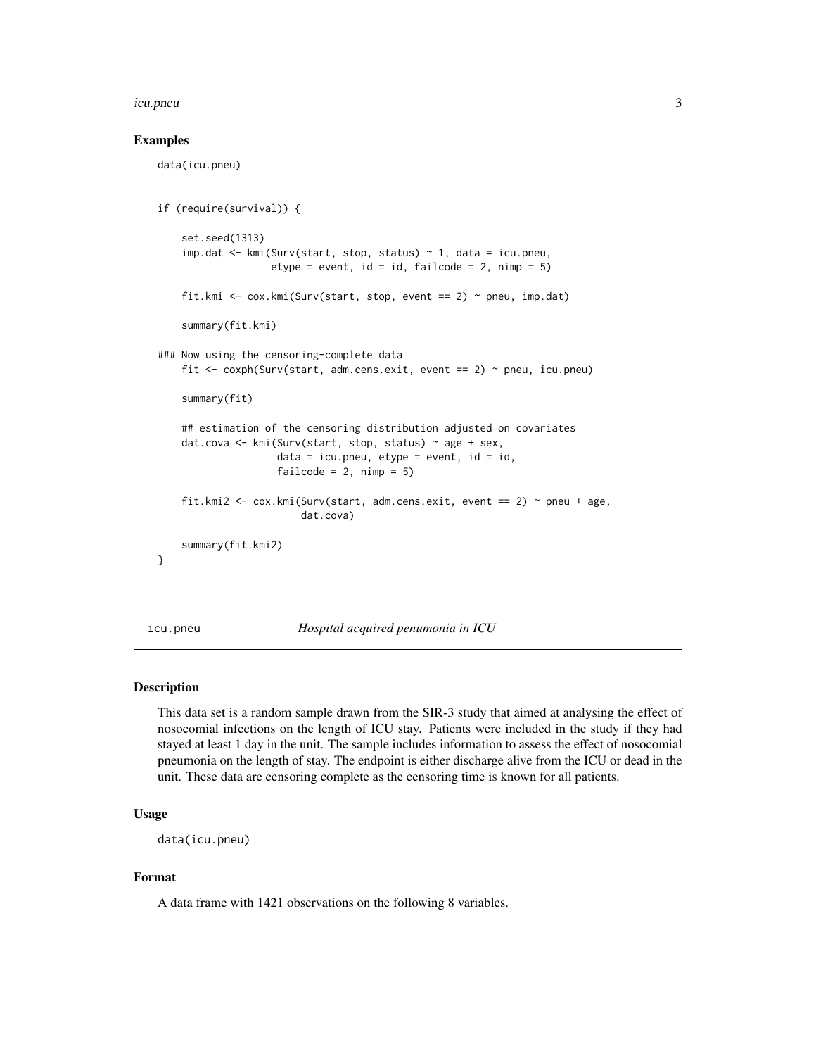## Examples

```
data(icu.pneu)


if (require(survival)) {

    set.seed(1313)
    imp.dat <- kmi(Surv(start, stop, status) ~ 1, data = icu.pneu,
                   etype = event, id = id, failcode = 2, nimp = 5)

    fit.kmi <- cox.kmi(Surv(start, stop, event == 2) ~ pneu, imp.dat)

    summary(fit.kmi)

### Now using the censoring-complete data
    fit <- coxph(Surv(start, adm.cens.exit, event == 2) ~ pneu, icu.pneu)

    summary(fit)

    ## estimation of the censoring distribution adjusted on covariates
    dat.cova <- kmi(Surv(start, stop, status) ~ age + sex,
                    data = icu.pneu, etype = event, id = id,
                    failcode = 2, nimp = 5)

    fit.kmi2 <- cox.kmi(Surv(start, adm.cens.exit, event == 2) ~ pneu + age,
                        dat.cova)

    summary(fit.kmi2)
}
```

---

icu.pneu *Hospital acquired penumonia in ICU*

---

## Description

This data set is a random sample drawn from the SIR-3 study that aimed at analysing the effect of nosocomial infections on the length of ICU stay. Patients were included in the study if they had stayed at least 1 day in the unit. The sample includes information to assess the effect of nosocomial pneumonia on the length of stay. The endpoint is either discharge alive from the ICU or dead in the unit. These data are censoring complete as the censoring time is known for all patients.

## Usage

```
data(icu.pneu)
```

## Format

A data frame with 1421 observations on the following 8 variables.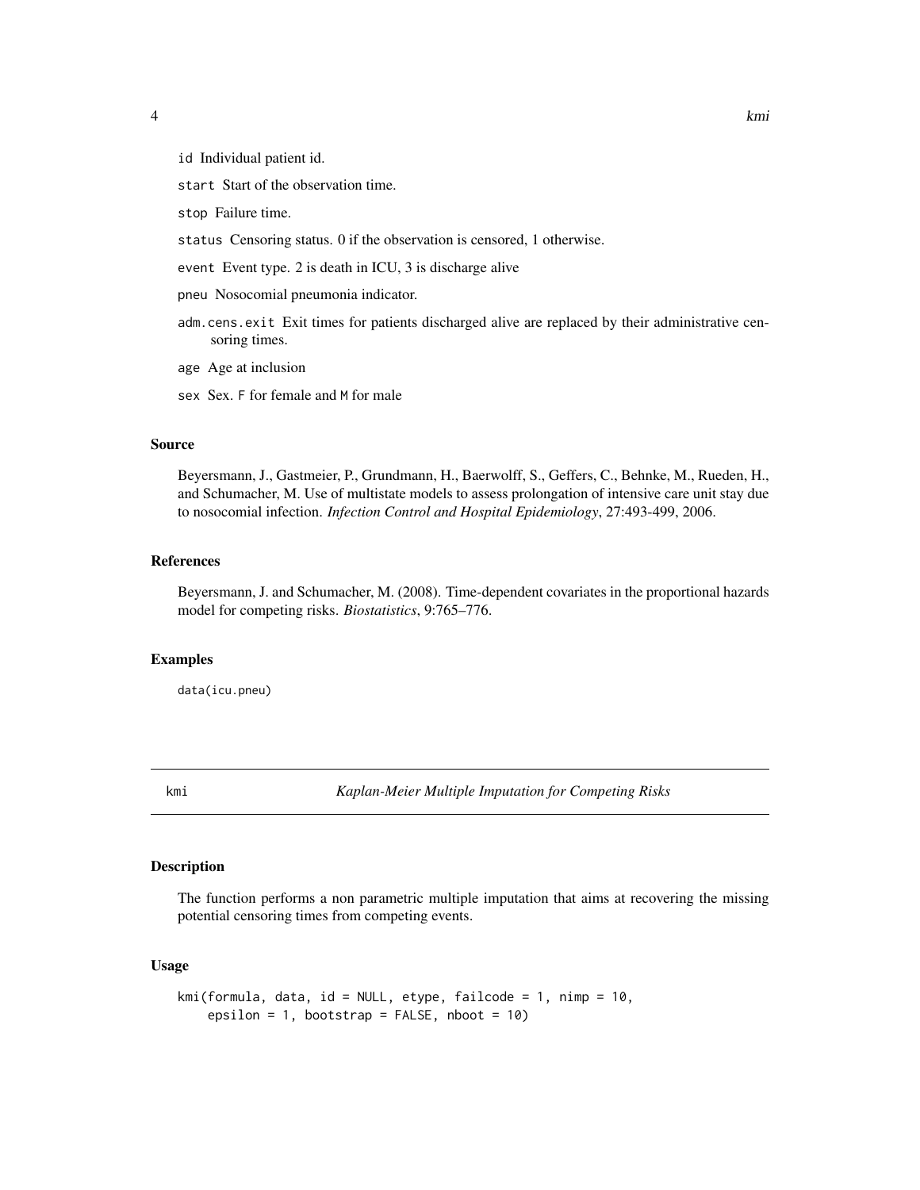`id` Individual patient id.

`start` Start of the observation time.

`stop` Failure time.

`status` Censoring status. 0 if the observation is censored, 1 otherwise.

`event` Event type. 2 is death in ICU, 3 is discharge alive

`pneu` Nosocomial pneumonia indicator.

`adm.cens.exit` Exit times for patients discharged alive are replaced by their administrative censoring times.

`age` Age at inclusion

`sex` Sex. `F` for female and `M` for male

### Source

Beyersmann, J., Gastmeier, P., Grundmann, H., Baerwolff, S., Geffers, C., Behnke, M., Rueden, H., and Schumacher, M. Use of multistate models to assess prolongation of intensive care unit stay due to nosocomial infection. *Infection Control and Hospital Epidemiology*, 27:493-499, 2006.

### References

Beyersmann, J. and Schumacher, M. (2008). Time-dependent covariates in the proportional hazards model for competing risks. *Biostatistics*, 9:765–776.

### Examples

```
data(icu.pneu)
```

## kmi — *Kaplan-Meier Multiple Imputation for Competing Risks*

### Description

The function performs a non parametric multiple imputation that aims at recovering the missing potential censoring times from competing events.

### Usage

```
kmi(formula, data, id = NULL, etype, failcode = 1, nimp = 10,
    epsilon = 1, bootstrap = FALSE, nboot = 10)
```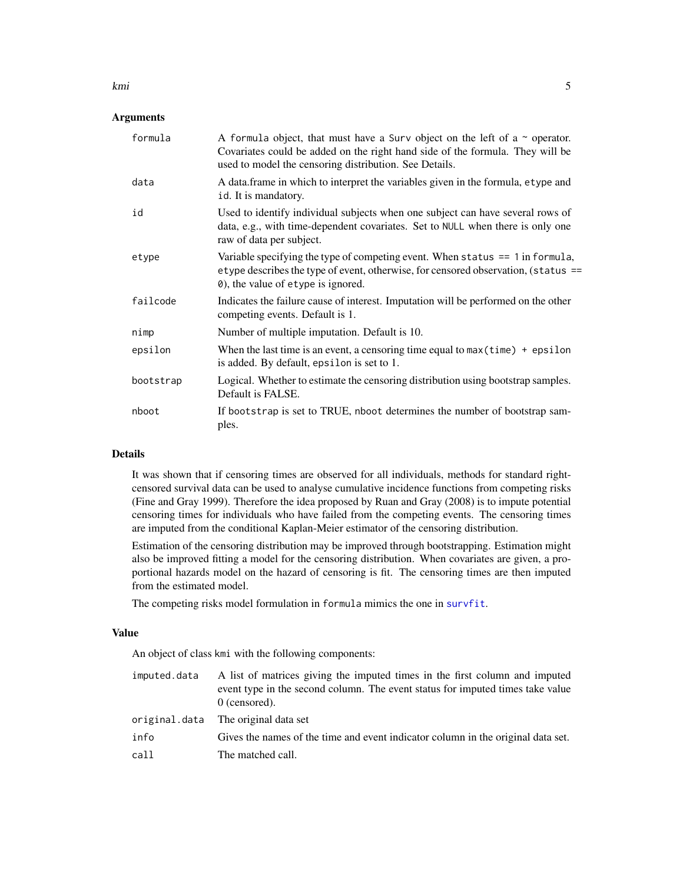## Arguments

| | |
|---|---|
| `formula` | A `formula` object, that must have a `Surv` object on the left of a `~` operator. Covariates could be added on the right hand side of the formula. They will be used to model the censoring distribution. See Details. |
| `data` | A data.frame in which to interpret the variables given in the formula, `etype` and `id`. It is mandatory. |
| `id` | Used to identify individual subjects when one subject can have several rows of data, e.g., with time-dependent covariates. Set to `NULL` when there is only one raw of data per subject. |
| `etype` | Variable specifying the type of competing event. When `status == 1` in `formula`, `etype` describes the type of event, otherwise, for censored observation, (`status == 0`), the value of `etype` is ignored. |
| `failcode` | Indicates the failure cause of interest. Imputation will be performed on the other competing events. Default is 1. |
| `nimp` | Number of multiple imputation. Default is 10. |
| `epsilon` | When the last time is an event, a censoring time equal to `max(time) + epsilon` is added. By default, `epsilon` is set to 1. |
| `bootstrap` | Logical. Whether to estimate the censoring distribution using bootstrap samples. Default is FALSE. |
| `nboot` | If `bootstrap` is set to TRUE, `nboot` determines the number of bootstrap samples. |

## Details

It was shown that if censoring times are observed for all individuals, methods for standard right-censored survival data can be used to analyse cumulative incidence functions from competing risks (Fine and Gray 1999). Therefore the idea proposed by Ruan and Gray (2008) is to impute potential censoring times for individuals who have failed from the competing events. The censoring times are imputed from the conditional Kaplan-Meier estimator of the censoring distribution.

Estimation of the censoring distribution may be improved through bootstrapping. Estimation might also be improved fitting a model for the censoring distribution. When covariates are given, a proportional hazards model on the hazard of censoring is fit. The censoring times are then imputed from the estimated model.

The competing risks model formulation in `formula` mimics the one in `survfit`.

## Value

An object of class `kmi` with the following components:

| | |
|---|---|
| `imputed.data` | A list of matrices giving the imputed times in the first column and imputed event type in the second column. The event status for imputed times take value 0 (censored). |
| `original.data` | The original data set |
| `info` | Gives the names of the time and event indicator column in the original data set. |
| `call` | The matched call. |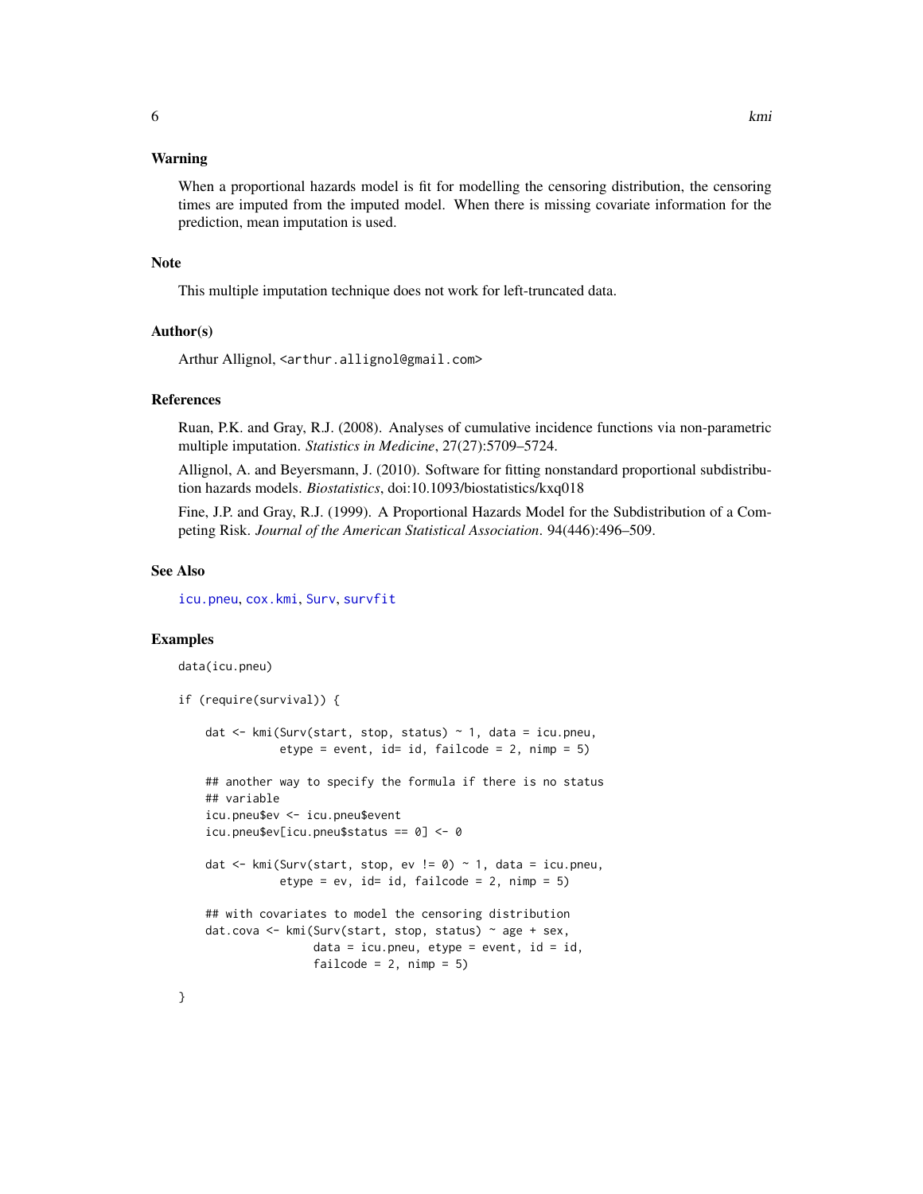## Warning

When a proportional hazards model is fit for modelling the censoring distribution, the censoring times are imputed from the imputed model. When there is missing covariate information for the prediction, mean imputation is used.

## Note

This multiple imputation technique does not work for left-truncated data.

## Author(s)

Arthur Allignol, <arthur.allignol@gmail.com>

## References

Ruan, P.K. and Gray, R.J. (2008). Analyses of cumulative incidence functions via non-parametric multiple imputation. *Statistics in Medicine*, 27(27):5709–5724.

Allignol, A. and Beyersmann, J. (2010). Software for fitting nonstandard proportional subdistribution hazards models. *Biostatistics*, doi:10.1093/biostatistics/kxq018

Fine, J.P. and Gray, R.J. (1999). A Proportional Hazards Model for the Subdistribution of a Competing Risk. *Journal of the American Statistical Association*. 94(446):496–509.

## See Also

icu.pneu, cox.kmi, Surv, survfit

## Examples

```
data(icu.pneu)

if (require(survival)) {

    dat <- kmi(Surv(start, stop, status) ~ 1, data = icu.pneu,
               etype = event, id= id, failcode = 2, nimp = 5)

    ## another way to specify the formula if there is no status
    ## variable
    icu.pneu$ev <- icu.pneu$event
    icu.pneu$ev[icu.pneu$status == 0] <- 0

    dat <- kmi(Surv(start, stop, ev != 0) ~ 1, data = icu.pneu,
               etype = ev, id= id, failcode = 2, nimp = 5)

    ## with covariates to model the censoring distribution
    dat.cova <- kmi(Surv(start, stop, status) ~ age + sex,
                    data = icu.pneu, etype = event, id = id,
                    failcode = 2, nimp = 5)

}
```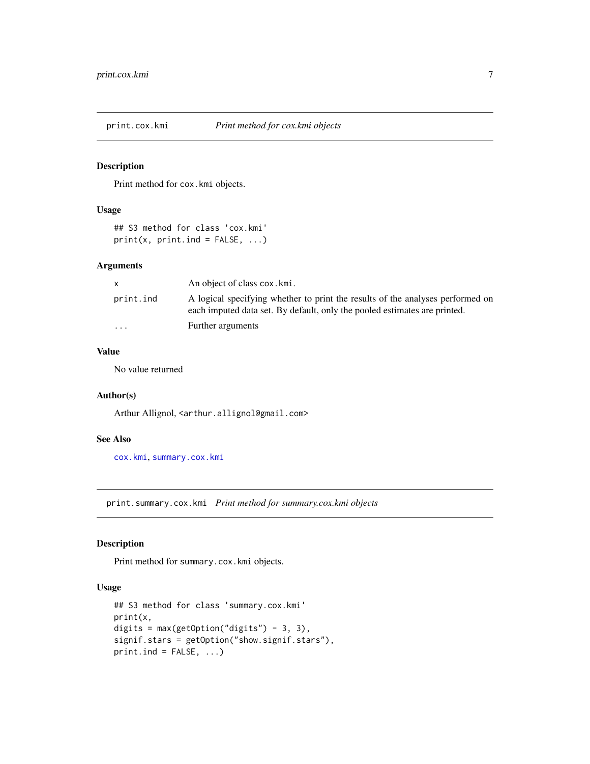## print.cox.kmi — *Print method for cox.kmi objects*

### Description

Print method for `cox.kmi` objects.

### Usage

```
## S3 method for class 'cox.kmi'
print(x, print.ind = FALSE, ...)
```

### Arguments

| | |
|---|---|
| `x` | An object of class `cox.kmi`. |
| `print.ind` | A logical specifying whether to print the results of the analyses performed on each imputed data set. By default, only the pooled estimates are printed. |
| `...` | Further arguments |

### Value

No value returned

### Author(s)

Arthur Allignol, <arthur.allignol@gmail.com>

### See Also

`cox.kmi`, `summary.cox.kmi`

## print.summary.cox.kmi — *Print method for summary.cox.kmi objects*

### Description

Print method for `summary.cox.kmi` objects.

### Usage

```
## S3 method for class 'summary.cox.kmi'
print(x,
digits = max(getOption("digits") - 3, 3),
signif.stars = getOption("show.signif.stars"),
print.ind = FALSE, ...)
```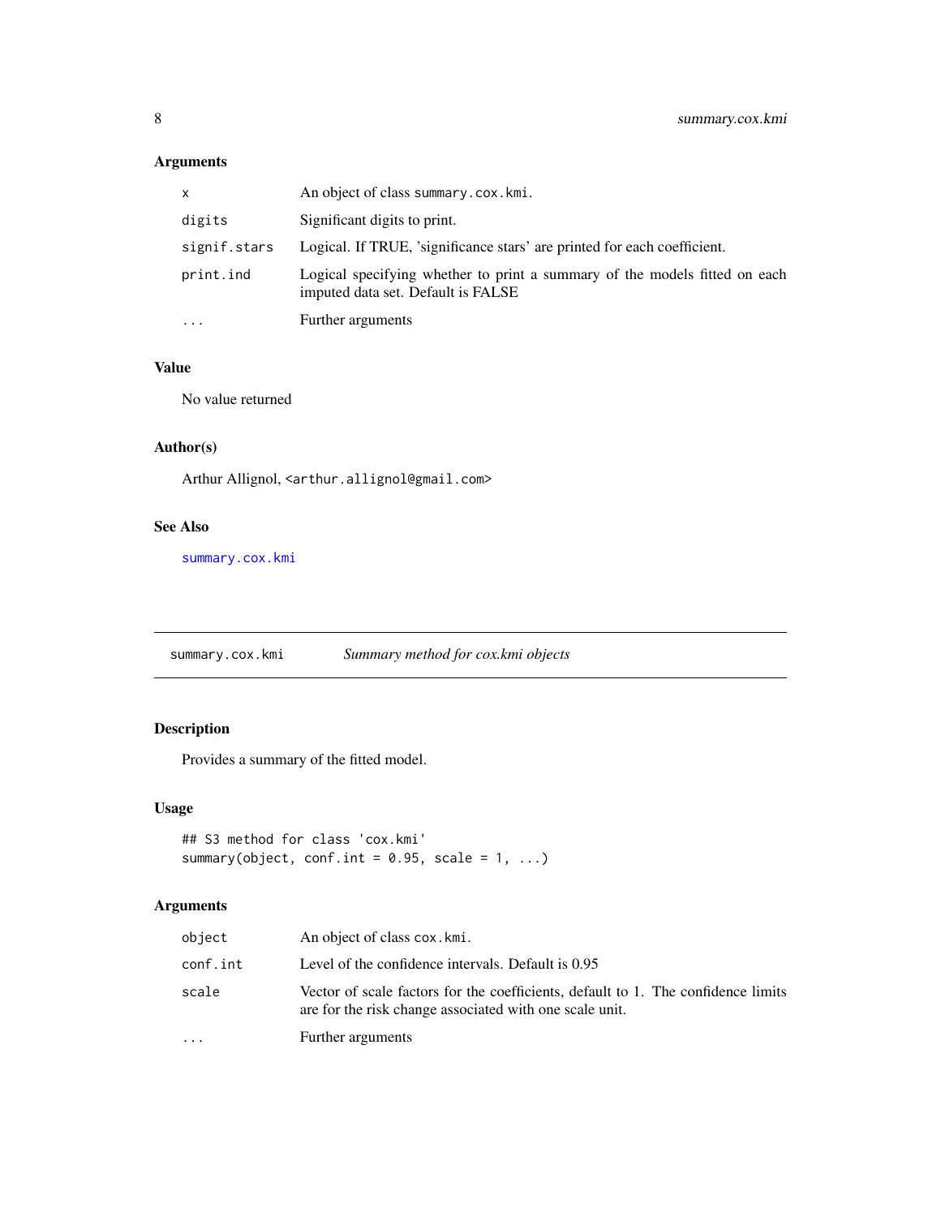## Arguments

| | |
|---|---|
| `x` | An object of class `summary.cox.kmi`. |
| `digits` | Significant digits to print. |
| `signif.stars` | Logical. If TRUE, 'significance stars' are printed for each coefficient. |
| `print.ind` | Logical specifying whether to print a summary of the models fitted on each imputed data set. Default is FALSE |
| `...` | Further arguments |

## Value

No value returned

## Author(s)

Arthur Allignol, <arthur.allignol@gmail.com>

## See Also

`summary.cox.kmi`

---

# summary.cox.kmi — *Summary method for cox.kmi objects*

## Description

Provides a summary of the fitted model.

## Usage

```
## S3 method for class 'cox.kmi'
summary(object, conf.int = 0.95, scale = 1, ...)
```

## Arguments

| | |
|---|---|
| `object` | An object of class `cox.kmi`. |
| `conf.int` | Level of the confidence intervals. Default is 0.95 |
| `scale` | Vector of scale factors for the coefficients, default to 1. The confidence limits are for the risk change associated with one scale unit. |
| `...` | Further arguments |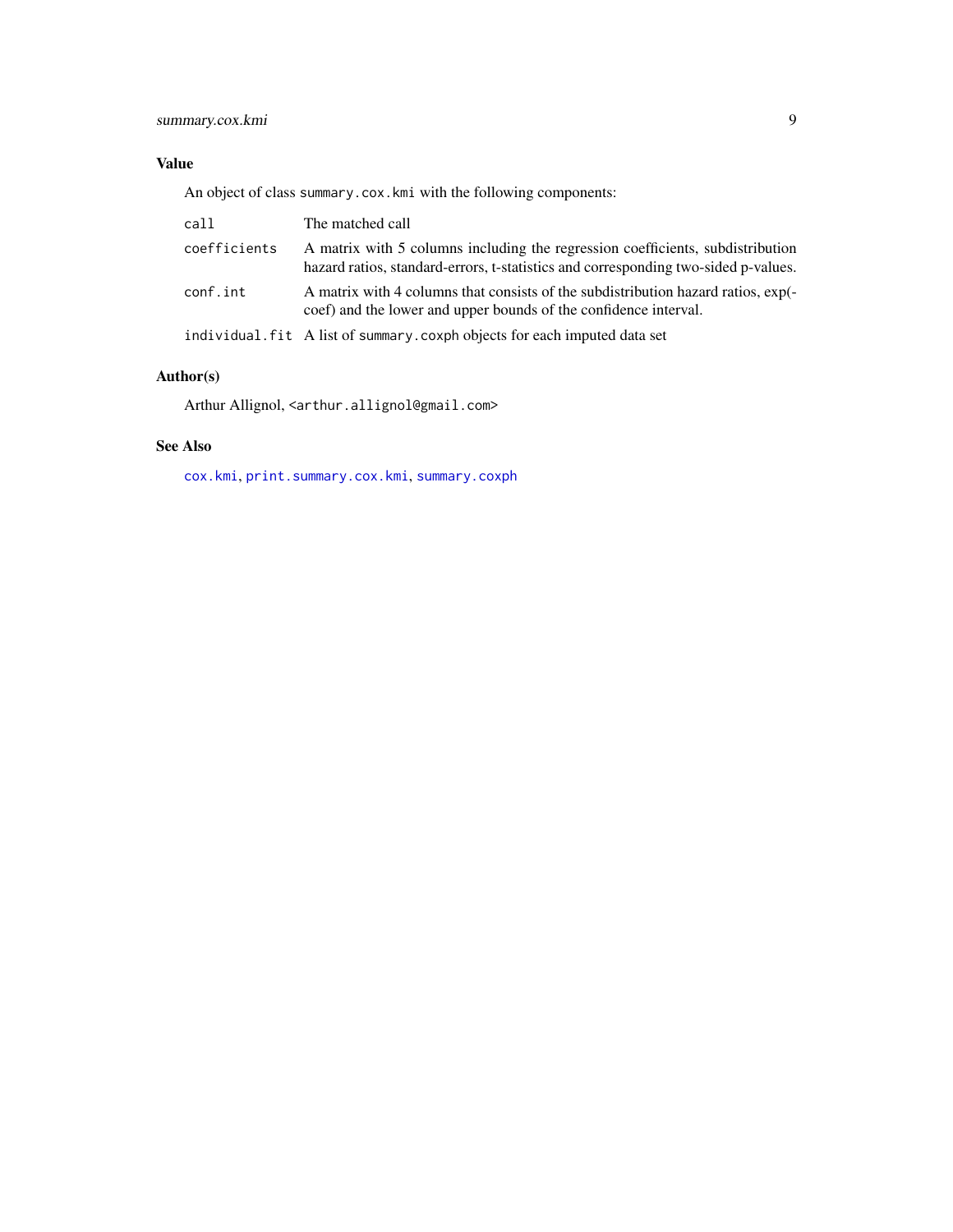## Value

An object of class `summary.cox.kmi` with the following components:

- `call` — The matched call
- `coefficients` — A matrix with 5 columns including the regression coefficients, subdistribution hazard ratios, standard-errors, t-statistics and corresponding two-sided p-values.
- `conf.int` — A matrix with 4 columns that consists of the subdistribution hazard ratios, exp(-coef) and the lower and upper bounds of the confidence interval.
- `individual.fit` — A list of `summary.coxph` objects for each imputed data set

## Author(s)

Arthur Allignol, <arthur.allignol@gmail.com>

## See Also

`cox.kmi`, `print.summary.cox.kmi`, `summary.coxph`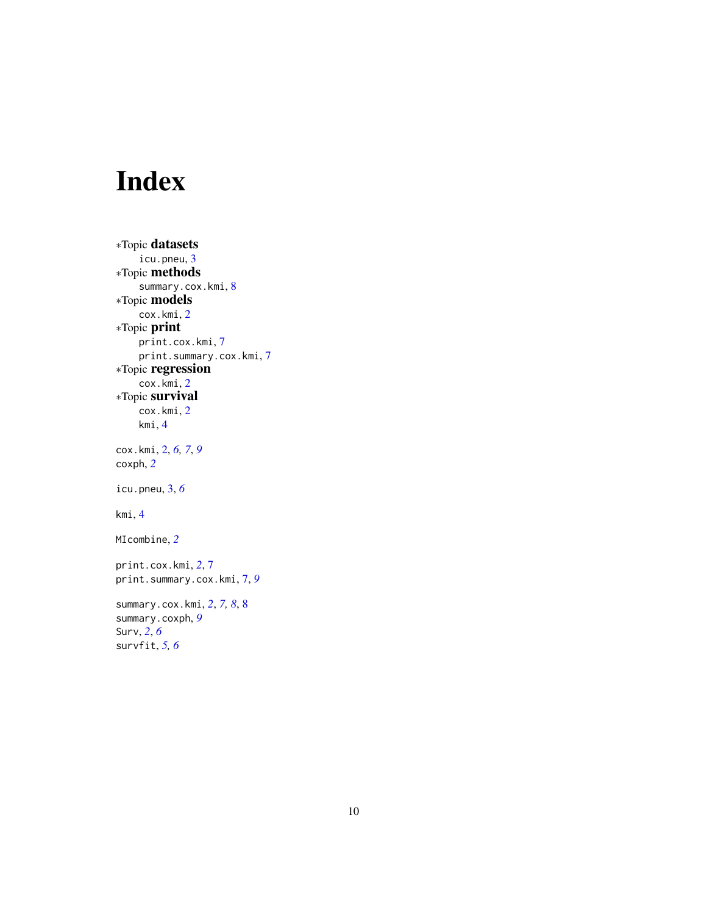# Index

∗Topic **datasets**
icu.pneu, 3

∗Topic **methods**
summary.cox.kmi, 8

∗Topic **models**
cox.kmi, 2

∗Topic **print**
print.cox.kmi, 7
print.summary.cox.kmi, 7

∗Topic **regression**
cox.kmi, 2

∗Topic **survival**
cox.kmi, 2
kmi, 4

cox.kmi, 2, *6, 7*, *9*
coxph, *2*

icu.pneu, 3, *6*

kmi, 4

MIcombine, *2*

print.cox.kmi, *2*, 7
print.summary.cox.kmi, 7, *9*

summary.cox.kmi, *2*, *7, 8*, 8
summary.coxph, *9*
Surv, *2*, *6*
survfit, *5, 6*